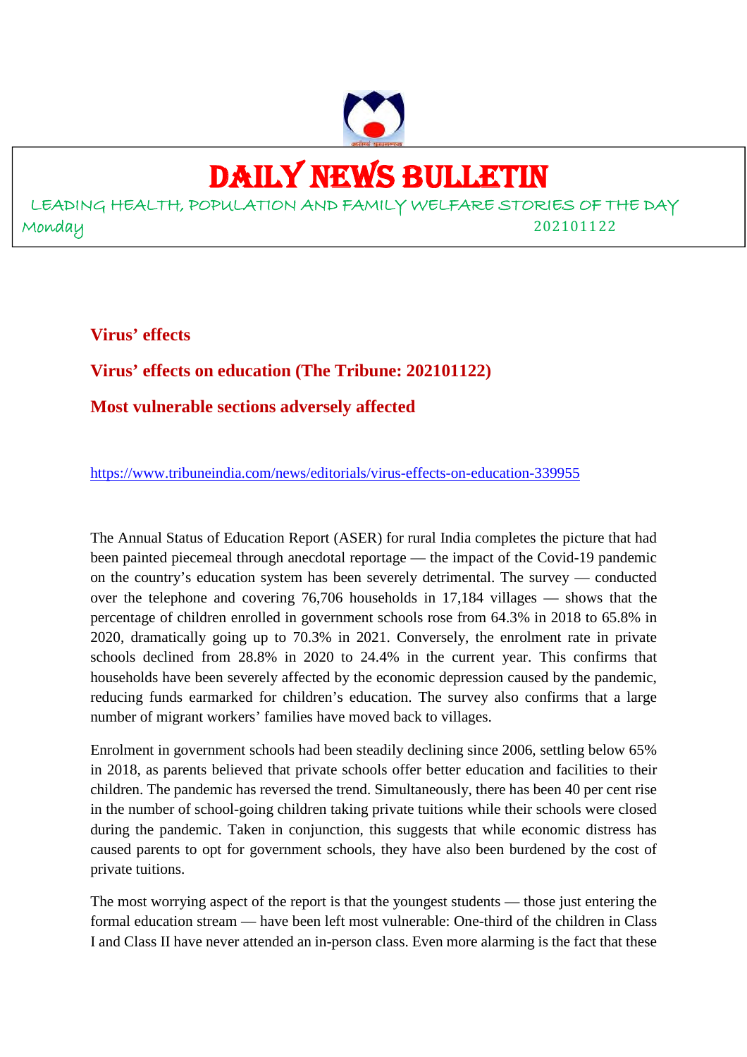# DAILY NEWS BULLETIN

LEADING HEALTH, POPULATION AND FAMILY WELFARE STORIES OF THE DAY

Monday 202101122

## Virus' effects

## Virus' effects on education (The Tribune: 202101122)

## Most vulnerable sections adversely affected

https://www.tribuneindia.com/news/editorials/virus-effects-on-education-339955

The Annual Status of Education Report (ASER) for rural India completes the picture that had been painted piecemeal through anecdotal reportage — the impact of the Covid-19 pandemic on the country's education system has been severely detrimental. The survey — conducted over the telephone and covering 76,706 households in 17,184 villages — shows that the percentage of children enrolled in government schools rose from 64.3% in 2018 to 65.8% in 2020, dramatically going up to 70.3% in 2021. Conversely, the enrolment rate in private schools declined from 28.8% in 2020 to 24.4% in the current year. This confirms that households have been severely affected by the economic depression caused by the pandemic, reducing funds earmarked for children's education. The survey also confirms that a large number of migrant workers' families have moved back to villages.

Enrolment in government schools had been steadily declining since 2006, settling below 65% in 2018, as parents believed that private schools offer better education and facilities to their children. The pandemic has reversed the trend. Simultaneously, there has been 40 per cent rise in the number of school-going children taking private tuitions while their schools were closed during the pandemic. Taken in conjunction, this suggests that while economic distress has caused parents to opt for government schools, they have also been burdened by the cost of private tuitions.

The most worrying aspect of the report is that the youngest students — those just entering the formal education stream — have been left most vulnerable: One-third of the children in Class I and Class II have never attended an in-person class. Even more alarming is the fact that these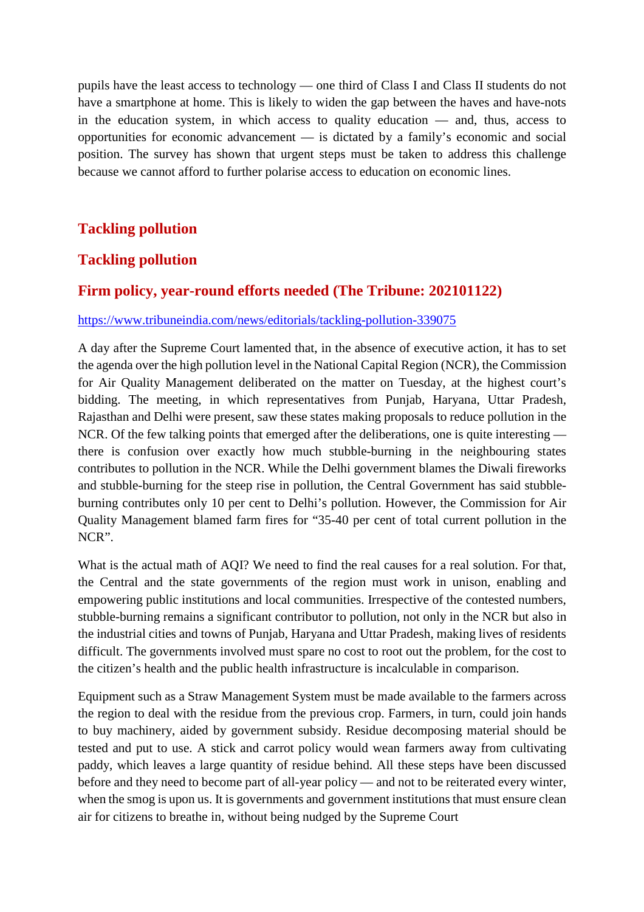pupils have the least access to technology — one third of Class I and Class II students do not have a smartphone at home. This is likely to widen the gap between the haves and have-nots in the education system, in which access to quality education — and, thus, access to opportunities for economic advancement — is dictated by a family's economic and social position. The survey has shown that urgent steps must be taken to address this challenge because we cannot afford to further polarise access to education on economic lines.

## Tackling pollution

## Tackling pollution

## Firm policy, year-round efforts needed (The Tribune: 202101122)

https://www.tribuneindia.com/news/editorials/tackling-pollution-339075

A day after the Supreme Court lamented that, in the absence of executive action, it has to set the agenda over the high pollution level in the National Capital Region (NCR), the Commission for Air Quality Management deliberated on the matter on Tuesday, at the highest court's bidding. The meeting, in which representatives from Punjab, Haryana, Uttar Pradesh, Rajasthan and Delhi were present, saw these states making proposals to reduce pollution in the NCR. Of the few talking points that emerged after the deliberations, one is quite interesting — there is confusion over exactly how much stubble-burning in the neighbouring states contributes to pollution in the NCR. While the Delhi government blames the Diwali fireworks and stubble-burning for the steep rise in pollution, the Central Government has said stubble-burning contributes only 10 per cent to Delhi's pollution. However, the Commission for Air Quality Management blamed farm fires for "35-40 per cent of total current pollution in the NCR".

What is the actual math of AQI? We need to find the real causes for a real solution. For that, the Central and the state governments of the region must work in unison, enabling and empowering public institutions and local communities. Irrespective of the contested numbers, stubble-burning remains a significant contributor to pollution, not only in the NCR but also in the industrial cities and towns of Punjab, Haryana and Uttar Pradesh, making lives of residents difficult. The governments involved must spare no cost to root out the problem, for the cost to the citizen's health and the public health infrastructure is incalculable in comparison.

Equipment such as a Straw Management System must be made available to the farmers across the region to deal with the residue from the previous crop. Farmers, in turn, could join hands to buy machinery, aided by government subsidy. Residue decomposing material should be tested and put to use. A stick and carrot policy would wean farmers away from cultivating paddy, which leaves a large quantity of residue behind. All these steps have been discussed before and they need to become part of all-year policy — and not to be reiterated every winter, when the smog is upon us. It is governments and government institutions that must ensure clean air for citizens to breathe in, without being nudged by the Supreme Court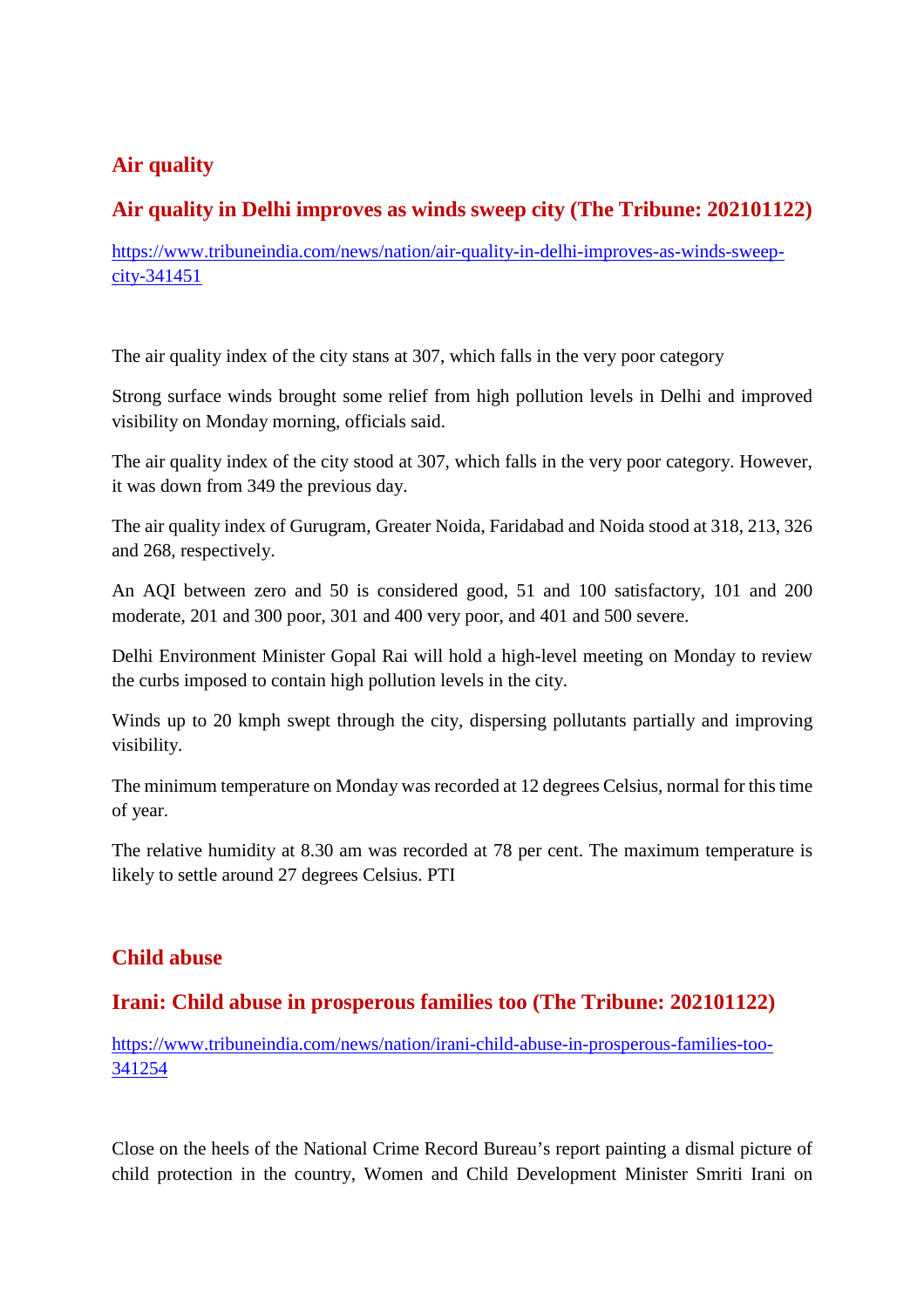## Air quality

### Air quality in Delhi improves as winds sweep city (The Tribune: 202101122)

[https://www.tribuneindia.com/news/nation/air-quality-in-delhi-improves-as-winds-sweep-city-341451](https://www.tribuneindia.com/news/nation/air-quality-in-delhi-improves-as-winds-sweep-city-341451)

The air quality index of the city stans at 307, which falls in the very poor category

Strong surface winds brought some relief from high pollution levels in Delhi and improved visibility on Monday morning, officials said.

The air quality index of the city stood at 307, which falls in the very poor category. However, it was down from 349 the previous day.

The air quality index of Gurugram, Greater Noida, Faridabad and Noida stood at 318, 213, 326 and 268, respectively.

An AQI between zero and 50 is considered good, 51 and 100 satisfactory, 101 and 200 moderate, 201 and 300 poor, 301 and 400 very poor, and 401 and 500 severe.

Delhi Environment Minister Gopal Rai will hold a high-level meeting on Monday to review the curbs imposed to contain high pollution levels in the city.

Winds up to 20 kmph swept through the city, dispersing pollutants partially and improving visibility.

The minimum temperature on Monday was recorded at 12 degrees Celsius, normal for this time of year.

The relative humidity at 8.30 am was recorded at 78 per cent. The maximum temperature is likely to settle around 27 degrees Celsius. PTI

## Child abuse

### Irani: Child abuse in prosperous families too (The Tribune: 202101122)

[https://www.tribuneindia.com/news/nation/irani-child-abuse-in-prosperous-families-too-341254](https://www.tribuneindia.com/news/nation/irani-child-abuse-in-prosperous-families-too-341254)

Close on the heels of the National Crime Record Bureau's report painting a dismal picture of child protection in the country, Women and Child Development Minister Smriti Irani on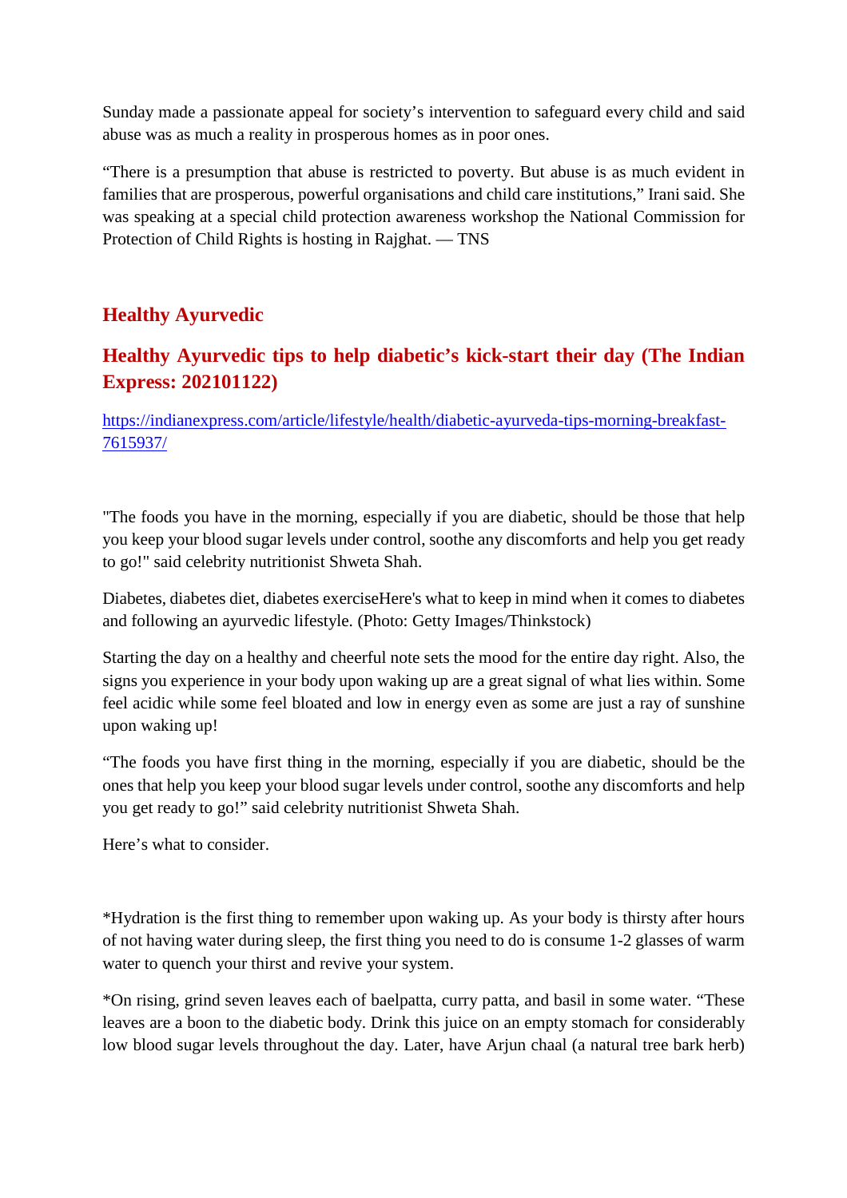Sunday made a passionate appeal for society's intervention to safeguard every child and said abuse was as much a reality in prosperous homes as in poor ones.

"There is a presumption that abuse is restricted to poverty. But abuse is as much evident in families that are prosperous, powerful organisations and child care institutions," Irani said. She was speaking at a special child protection awareness workshop the National Commission for Protection of Child Rights is hosting in Rajghat. — TNS

## Healthy Ayurvedic

## Healthy Ayurvedic tips to help diabetic's kick-start their day (The Indian Express: 202101122)

https://indianexpress.com/article/lifestyle/health/diabetic-ayurveda-tips-morning-breakfast-7615937/

"The foods you have in the morning, especially if you are diabetic, should be those that help you keep your blood sugar levels under control, soothe any discomforts and help you get ready to go!" said celebrity nutritionist Shweta Shah.

Diabetes, diabetes diet, diabetes exerciseHere's what to keep in mind when it comes to diabetes and following an ayurvedic lifestyle. (Photo: Getty Images/Thinkstock)

Starting the day on a healthy and cheerful note sets the mood for the entire day right. Also, the signs you experience in your body upon waking up are a great signal of what lies within. Some feel acidic while some feel bloated and low in energy even as some are just a ray of sunshine upon waking up!

"The foods you have first thing in the morning, especially if you are diabetic, should be the ones that help you keep your blood sugar levels under control, soothe any discomforts and help you get ready to go!" said celebrity nutritionist Shweta Shah.

Here's what to consider.

*Hydration is the first thing to remember upon waking up. As your body is thirsty after hours of not having water during sleep, the first thing you need to do is consume 1-2 glasses of warm water to quench your thirst and revive your system.

*On rising, grind seven leaves each of baelpatta, curry patta, and basil in some water. "These leaves are a boon to the diabetic body. Drink this juice on an empty stomach for considerably low blood sugar levels throughout the day. Later, have Arjun chaal (a natural tree bark herb)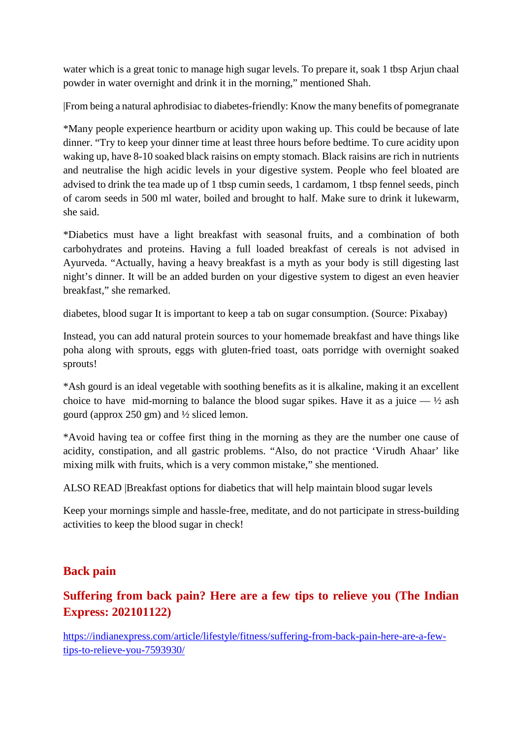water which is a great tonic to manage high sugar levels. To prepare it, soak 1 tbsp Arjun chaal powder in water overnight and drink it in the morning," mentioned Shah.

|From being a natural aphrodisiac to diabetes-friendly: Know the many benefits of pomegranate

*Many people experience heartburn or acidity upon waking up. This could be because of late dinner. "Try to keep your dinner time at least three hours before bedtime. To cure acidity upon waking up, have 8-10 soaked black raisins on empty stomach. Black raisins are rich in nutrients and neutralise the high acidic levels in your digestive system. People who feel bloated are advised to drink the tea made up of 1 tbsp cumin seeds, 1 cardamom, 1 tbsp fennel seeds, pinch of carom seeds in 500 ml water, boiled and brought to half. Make sure to drink it lukewarm, she said.

*Diabetics must have a light breakfast with seasonal fruits, and a combination of both carbohydrates and proteins. Having a full loaded breakfast of cereals is not advised in Ayurveda. "Actually, having a heavy breakfast is a myth as your body is still digesting last night's dinner. It will be an added burden on your digestive system to digest an even heavier breakfast," she remarked.

diabetes, blood sugar It is important to keep a tab on sugar consumption. (Source: Pixabay)

Instead, you can add natural protein sources to your homemade breakfast and have things like poha along with sprouts, eggs with gluten-fried toast, oats porridge with overnight soaked sprouts!

*Ash gourd is an ideal vegetable with soothing benefits as it is alkaline, making it an excellent choice to have mid-morning to balance the blood sugar spikes. Have it as a juice — ½ ash gourd (approx 250 gm) and ½ sliced lemon.

*Avoid having tea or coffee first thing in the morning as they are the number one cause of acidity, constipation, and all gastric problems. "Also, do not practice 'Virudh Ahaar' like mixing milk with fruits, which is a very common mistake," she mentioned.

ALSO READ |Breakfast options for diabetics that will help maintain blood sugar levels

Keep your mornings simple and hassle-free, meditate, and do not participate in stress-building activities to keep the blood sugar in check!

## Back pain

### Suffering from back pain? Here are a few tips to relieve you (The Indian Express: 202101122)

https://indianexpress.com/article/lifestyle/fitness/suffering-from-back-pain-here-are-a-few-tips-to-relieve-you-7593930/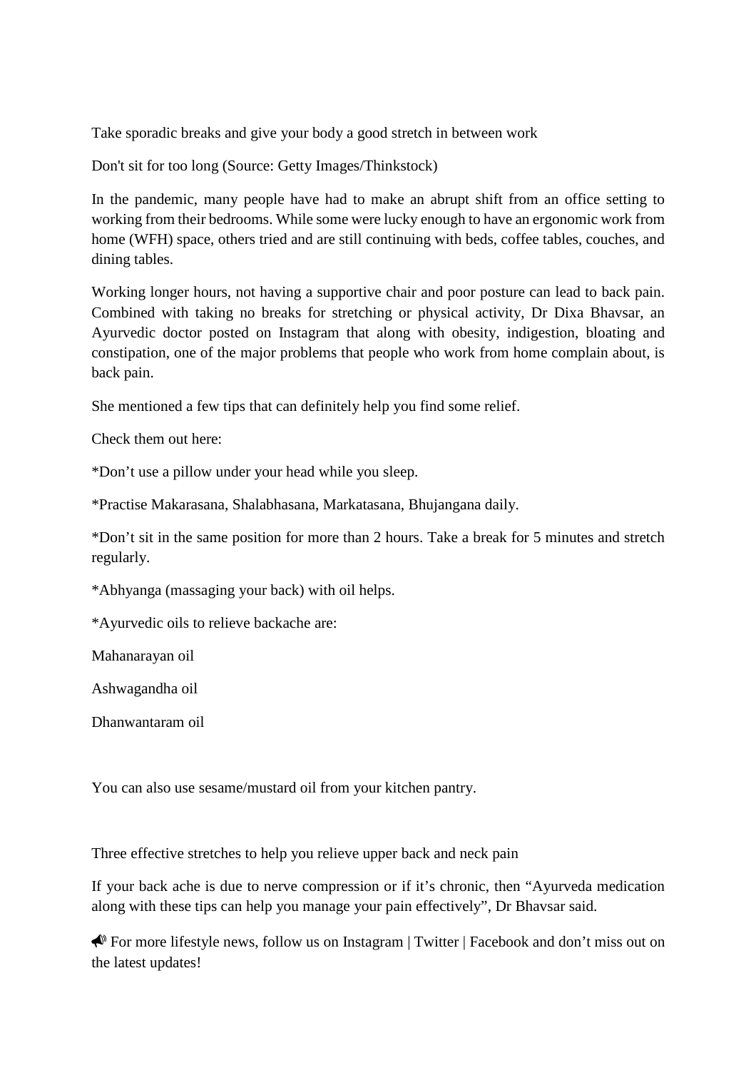Take sporadic breaks and give your body a good stretch in between work

Don't sit for too long (Source: Getty Images/Thinkstock)

In the pandemic, many people have had to make an abrupt shift from an office setting to working from their bedrooms. While some were lucky enough to have an ergonomic work from home (WFH) space, others tried and are still continuing with beds, coffee tables, couches, and dining tables.

Working longer hours, not having a supportive chair and poor posture can lead to back pain. Combined with taking no breaks for stretching or physical activity, Dr Dixa Bhavsar, an Ayurvedic doctor posted on Instagram that along with obesity, indigestion, bloating and constipation, one of the major problems that people who work from home complain about, is back pain.

She mentioned a few tips that can definitely help you find some relief.

Check them out here:

*Don’t use a pillow under your head while you sleep.

*Practise Makarasana, Shalabhasana, Markatasana, Bhujangana daily.

*Don’t sit in the same position for more than 2 hours. Take a break for 5 minutes and stretch regularly.

*Abhyanga (massaging your back) with oil helps.

*Ayurvedic oils to relieve backache are:

Mahanarayan oil

Ashwagandha oil

Dhanwantaram oil

You can also use sesame/mustard oil from your kitchen pantry.

Three effective stretches to help you relieve upper back and neck pain

If your back ache is due to nerve compression or if it’s chronic, then “Ayurveda medication along with these tips can help you manage your pain effectively”, Dr Bhavsar said.

📣 For more lifestyle news, follow us on Instagram | Twitter | Facebook and don’t miss out on the latest updates!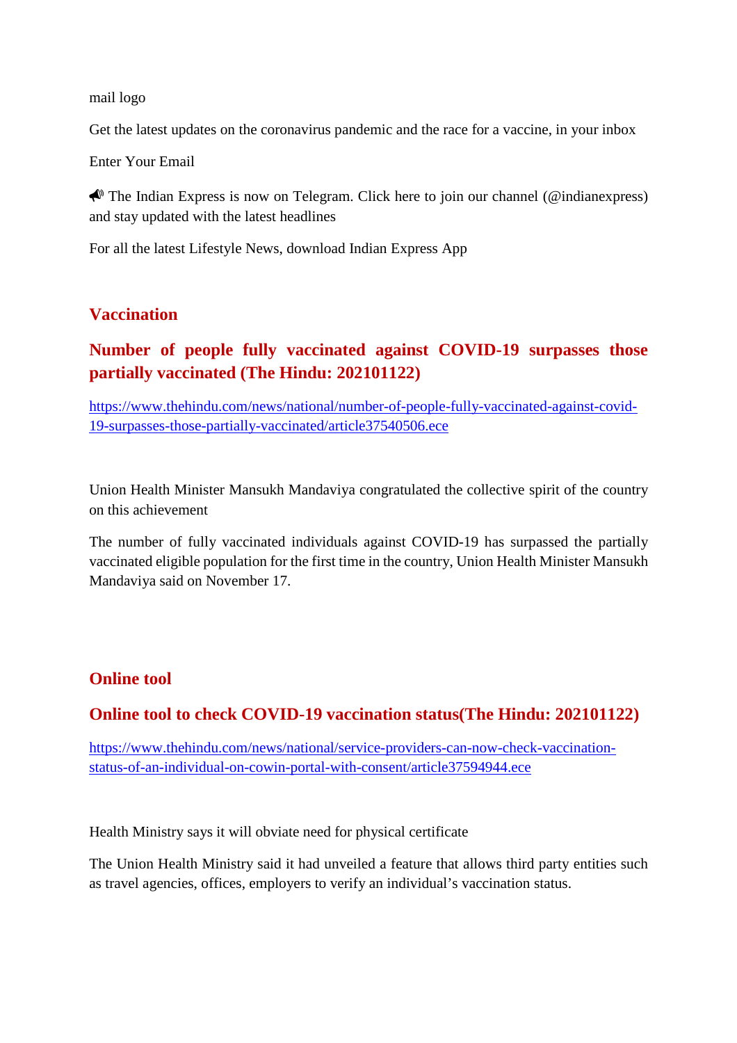mail logo

Get the latest updates on the coronavirus pandemic and the race for a vaccine, in your inbox

Enter Your Email

📣 The Indian Express is now on Telegram. Click here to join our channel (@indianexpress) and stay updated with the latest headlines

For all the latest Lifestyle News, download Indian Express App

## Vaccination

### Number of people fully vaccinated against COVID-19 surpasses those partially vaccinated (The Hindu: 202101122)

https://www.thehindu.com/news/national/number-of-people-fully-vaccinated-against-covid-19-surpasses-those-partially-vaccinated/article37540506.ece

Union Health Minister Mansukh Mandaviya congratulated the collective spirit of the country on this achievement

The number of fully vaccinated individuals against COVID-19 has surpassed the partially vaccinated eligible population for the first time in the country, Union Health Minister Mansukh Mandaviya said on November 17.

## Online tool

### Online tool to check COVID-19 vaccination status(The Hindu: 202101122)

https://www.thehindu.com/news/national/service-providers-can-now-check-vaccination-status-of-an-individual-on-cowin-portal-with-consent/article37594944.ece

Health Ministry says it will obviate need for physical certificate

The Union Health Ministry said it had unveiled a feature that allows third party entities such as travel agencies, offices, employers to verify an individual's vaccination status.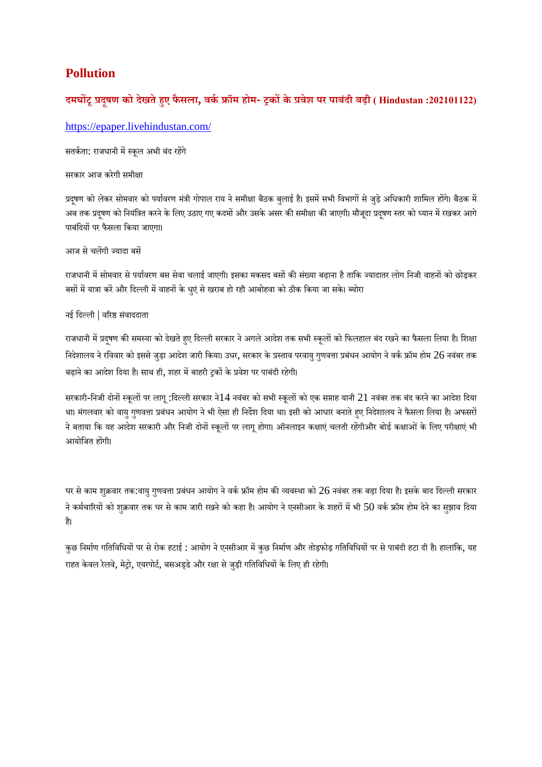# Pollution

## दमघोंटू प्रदूषण को देखते हुए फैसला, वर्क फ्रॉम होम- ट्रकों के प्रवेश पर पाबंदी बढ़ी ( Hindustan :202101122)

https://epaper.livehindustan.com/

सतर्कता: राजधानी में स्कूल अभी बंद रहेंगे

सरकार आज करेगी समीक्षा

प्रदूषण को लेकर सोमवार को पर्यावरण मंत्री गोपाल राय ने समीक्षा बैठक बुलाई है। इसमें सभी विभागों से जुड़े अधिकारी शामिल होंगे। बैठक में अब तक प्रदूषण को नियंत्रित करने के लिए उठाए गए कदमों और उसके असर की समीक्षा की जाएगी। मौजूदा प्रदूषण स्तर को ध्यान में रखकर आगे पाबंदियों पर फैसला किया जाएगा।

आज से चलेंगी ज्यादा बसें

राजधानी में सोमवार से पर्यावरण बस सेवा चलाई जाएगी। इसका मकसद बसों की संख्या बढ़ाना है ताकि ज्यादातर लोग निजी वाहनों को छोड़कर बसों में यात्रा करें और दिल्ली में वाहनों के धुएं से खराब हो रही आबोहवा को ठीक किया जा सके। ब्योरा

नई दिल्ली | वरिष्ठ संवाददाता

राजधानी में प्रदूषण की समस्या को देखते हुए दिल्ली सरकार ने अगले आदेश तक सभी स्कूलों को फिलहाल बंद रखने का फैसला लिया है। शिक्षा निदेशालय ने रविवार को इससे जुड़ा आदेश जारी किया। उधर, सरकार के प्रस्ताव परवायु गुणवत्ता प्रबंधन आयोग ने वर्क फ्रॉम होम 26 नवंबर तक बढ़ाने का आदेश दिया है। साथ ही, शहर में बाहरी ट्रकों के प्रवेश पर पाबंदी रहेगी।

सरकारी-निजी दोनों स्कूलों पर लागू :दिल्ली सरकार ने14 नवंबर को सभी स्कूलों को एक सप्ताह यानी 21 नवंबर तक बंद करने का आदेश दिया था। मंगलवार को वायु गुणवत्ता प्रबंधन आयोग ने भी ऐसा ही निर्देश दिया था। इसी को आधार बनाते हुए निदेशालय ने फैसला लिया है। अफसरों ने बताया कि यह आदेश सरकारी और निजी दोनों स्कूलों पर लागू होगा। ऑनलाइन कक्षाएं चलती रहेंगीऔर बोर्ड कक्षाओं के लिए परीक्षाएं भी आयोजित होंगी।

घर से काम शुक्रवार तक:वायु गुणवत्ता प्रबंधन आयोग ने वर्क फ्रॉम होम की व्यवस्था को 26 नवंबर तक बढ़ा दिया है। इसके बाद दिल्ली सरकार ने कर्मचारियों को शुक्रवार तक घर से काम जारी रखने को कहा है। आयोग ने एनसीआर के शहरों में भी 50 वर्क फ्रॉम होम देने का सुझाव दिया है।

कुछ निर्माण गतिविधियों पर से रोक हटाई : आयोग ने एनसीआर में कुछ निर्माण और तोड़फोड़ गतिविधियों पर से पाबंदी हटा दी है। हालांकि, यह राहत केवल रेलवे, मेट्रो, एयरपोर्ट, बसअड्डे और रक्षा से जुड़ी गतिविधियों के लिए ही रहेगी।